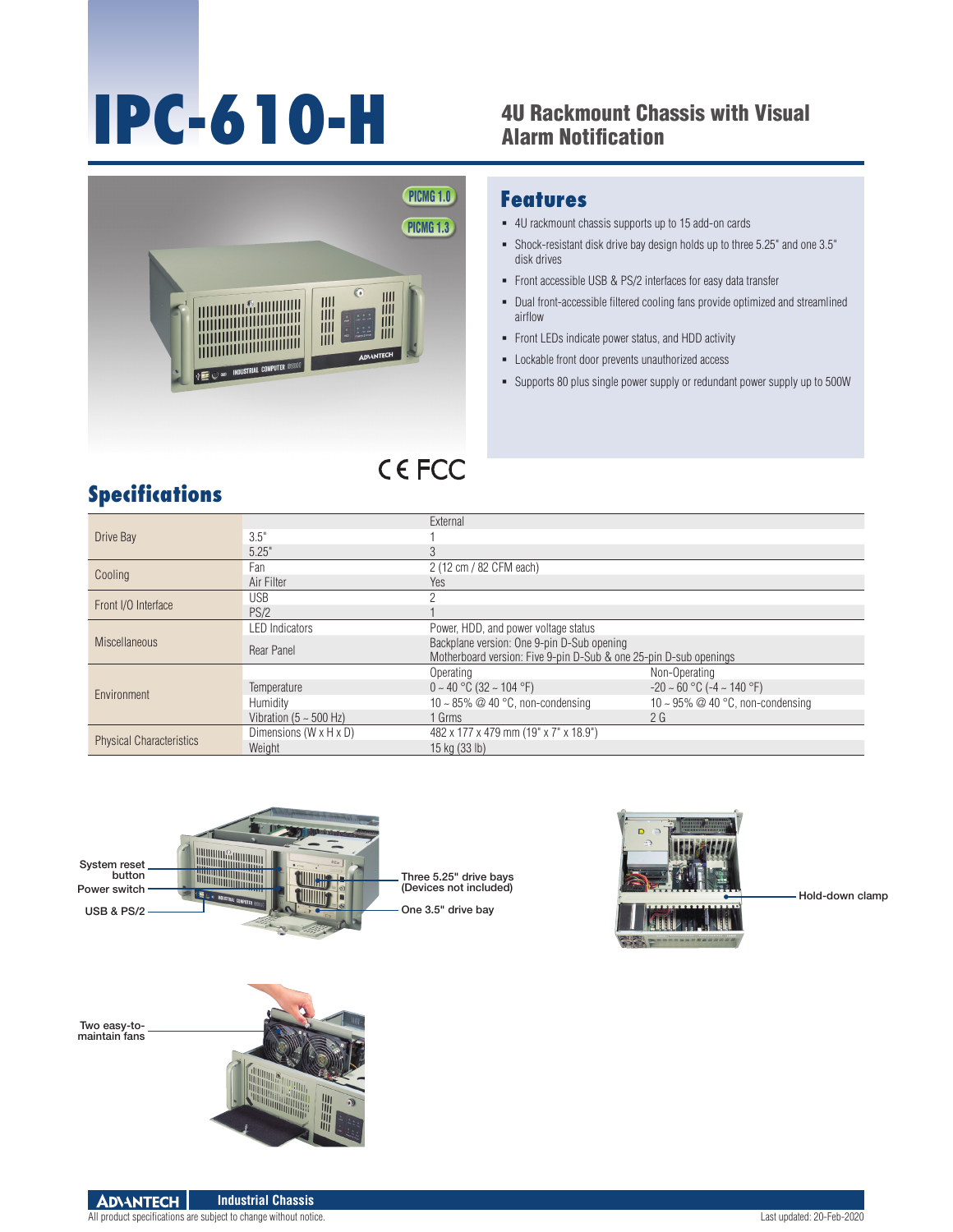# IPC-610-H

## 4U Rackmount Chassis with Visual Alarm Notification

## Features

- 4U rackmount chassis supports up to 15 add-on cards
- Shock-resistant disk drive bay design holds up to three 5.25" and one 3.5" disk drives
- Front accessible USB & PS/2 interfaces for easy data transfer
- Dual front-accessible filtered cooling fans provide optimized and streamlined airflow
- Front LEDs indicate power status, and HDD activity
- Lockable front door prevents unauthorized access
- Supports 80 plus single power supply or redundant power supply up to 500W

## Specifications

| | | | |
|---|---|---|---|
| Drive Bay | | External | |
| | 3.5" | 1 | |
| | 5.25" | 3 | |
| Cooling | Fan | 2 (12 cm / 82 CFM each) | |
| | Air Filter | Yes | |
| Front I/O Interface | USB | 2 | |
| | PS/2 | 1 | |
| Miscellaneous | LED Indicators | Power, HDD, and power voltage status | |
| | Rear Panel | Backplane version: One 9-pin D-Sub opening<br>Motherboard version: Five 9-pin D-Sub & one 25-pin D-sub openings | |
| Environment | | Operating | Non-Operating |
| | Temperature | 0 ~ 40 °C (32 ~ 104 °F) | -20 ~ 60 °C (-4 ~ 140 °F) |
| | Humidity | 10 ~ 85% @ 40 °C, non-condensing | 10 ~ 95% @ 40 °C, non-condensing |
| | Vibration (5 ~ 500 Hz) | 1 Grms | 2 G |
| Physical Characteristics | Dimensions (W x H x D) | 482 x 177 x 479 mm (19" x 7" x 18.9") | |
| | Weight | 15 kg (33 lb) | |

System reset button
Power switch
USB & PS/2
Three 5.25" drive bays (Devices not included)
One 3.5" drive bay
Hold-down clamp
Two easy-to-maintain fans

All product specifications are subject to change without notice.
Last updated: 20-Feb-2020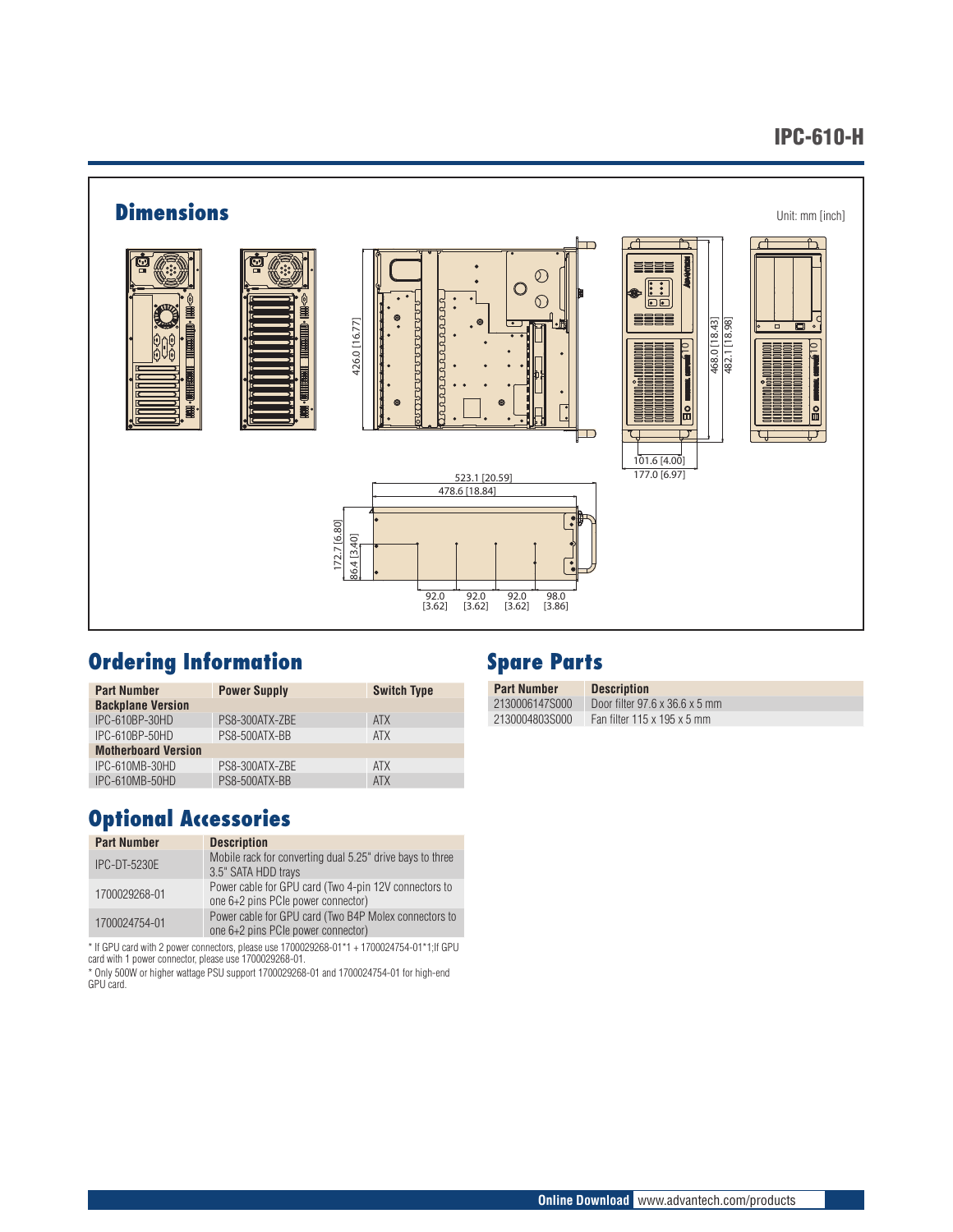## Dimensions

Unit: mm [inch]

426.0 [16.77]
468.0 [18.43]
482.1 [18.98]
101.6 [4.00]
177.0 [6.97]
523.1 [20.59]
478.6 [18.84]
172.7 [6.80]
86.4 [3.40]
92.0 [3.62]
92.0 [3.62]
92.0 [3.62]
98.0 [3.86]

## Ordering Information

| Part Number | Power Supply | Switch Type |
|---|---|---|
| **Backplane Version** | | |
| IPC-610BP-30HD | PS8-300ATX-ZBE | ATX |
| IPC-610BP-50HD | PS8-500ATX-BB | ATX |
| **Motherboard Version** | | |
| IPC-610MB-30HD | PS8-300ATX-ZBE | ATX |
| IPC-610MB-50HD | PS8-500ATX-BB | ATX |

## Optional Accessories

| Part Number | Description |
|---|---|
| IPC-DT-5230E | Mobile rack for converting dual 5.25" drive bays to three 3.5" SATA HDD trays |
| 1700029268-01 | Power cable for GPU card (Two 4-pin 12V connectors to one 6+2 pins PCIe power connector) |
| 1700024754-01 | Power cable for GPU card (Two B4P Molex connectors to one 6+2 pins PCIe power connector) |

* If GPU card with 2 power connectors, please use 1700029268-01*1 + 1700024754-01*1;If GPU card with 1 power connector, please use 1700029268-01.

* Only 500W or higher wattage PSU support 1700029268-01 and 1700024754-01 for high-end GPU card.

## Spare Parts

| Part Number | Description |
|---|---|
| 2130006147S000 | Door filter 97.6 x 36.6 x 5 mm |
| 2130004803S000 | Fan filter 115 x 195 x 5 mm |

**Online Download** www.advantech.com/products